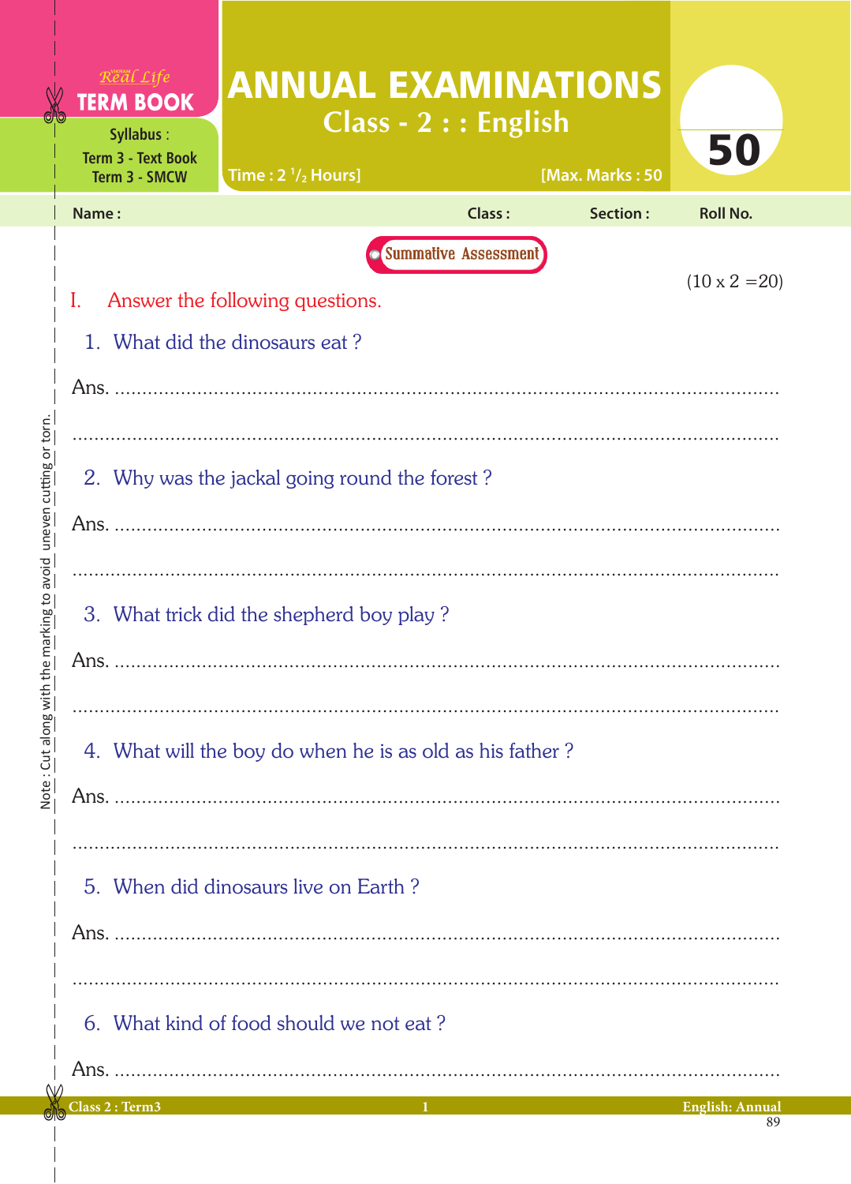Real Life
**TERM BOOK**

Syllabus :
Term 3 - Text Book
Term 3 - SMCW

# ANNUAL EXAMINATIONS

## Class - 2 : : English

Time : 2 $^1/_2$ Hours] [Max. Marks : 50

**50**

Name : Class : Section : Roll No.

Note : Cut along with the marking to avoid uneven cutting or torn.

**Summative Assessment**

(10 x 2 =20)

I. Answer the following questions.

1. What did the dinosaurs eat ?

Ans. ..........................................................................................................

..........................................................................................................

2. Why was the jackal going round the forest ?

Ans. ..........................................................................................................

..........................................................................................................

3. What trick did the shepherd boy play ?

Ans. ..........................................................................................................

..........................................................................................................

4. What will the boy do when he is as old as his father ?

Ans. ..........................................................................................................

..........................................................................................................

5. When did dinosaurs live on Earth ?

Ans. ..........................................................................................................

..........................................................................................................

6. What kind of food should we not eat ?

Ans. ..........................................................................................................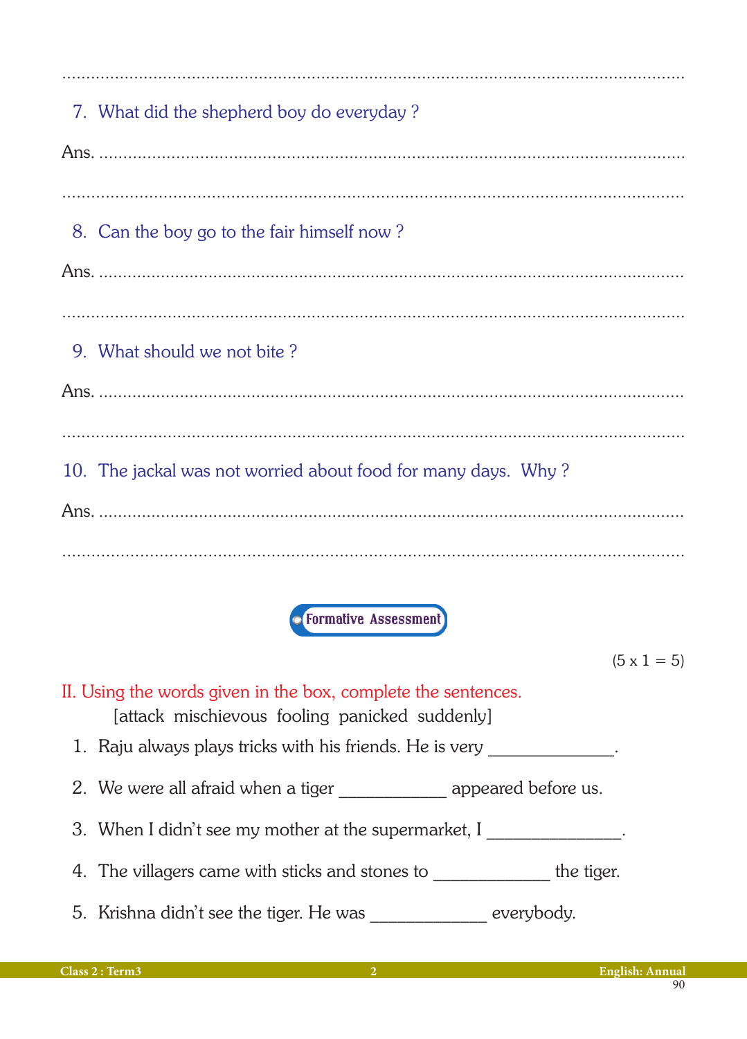..............................................................................................................................

7. What did the shepherd boy do everyday ?

Ans. ..............................................................................................................................

..............................................................................................................................

8. Can the boy go to the fair himself now ?

Ans. ..............................................................................................................................

..............................................................................................................................

9. What should we not bite ?

Ans. ..............................................................................................................................

..............................................................................................................................

10. The jackal was not worried about food for many days. Why ?

Ans. ..............................................................................................................................

..............................................................................................................................

**Formative Assessment**

(5 x 1 = 5)

II. Using the words given in the box, complete the sentences.

[attack mischievous fooling panicked suddenly]

1. Raju always plays tricks with his friends. He is very ______________.
2. We were all afraid when a tiger ____________ appeared before us.
3. When I didn't see my mother at the supermarket, I _______________.
4. The villagers came with sticks and stones to _____________ the tiger.
5. Krishna didn't see the tiger. He was _____________ everybody.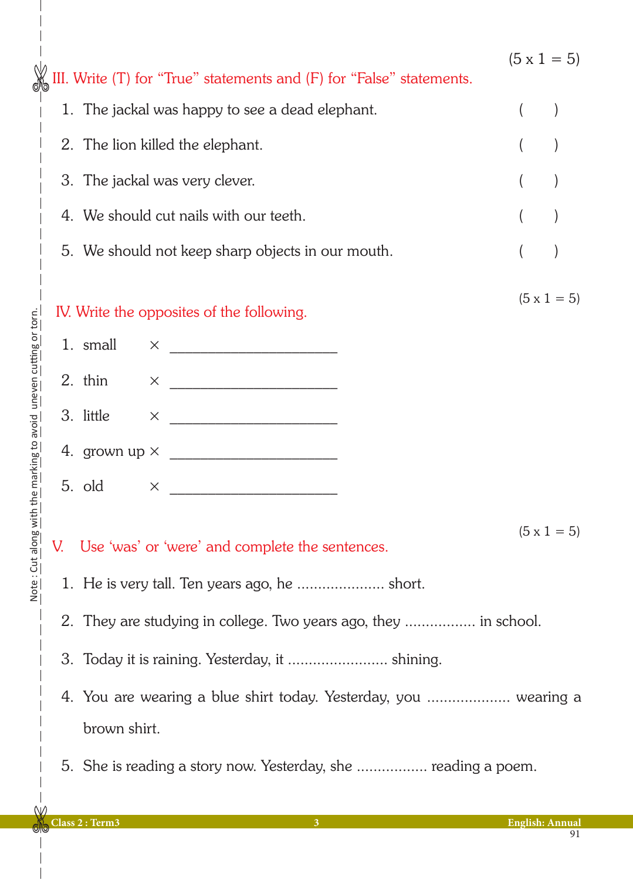(5 x 1 = 5)

## III. Write (T) for "True" statements and (F) for "False" statements.

1. The jackal was happy to see a dead elephant. ( )
2. The lion killed the elephant. ( )
3. The jackal was very clever. ( )
4. We should cut nails with our teeth. ( )
5. We should not keep sharp objects in our mouth. ( )

(5 x 1 = 5)

## IV. Write the opposites of the following.

1. small × ______________________
2. thin × ______________________
3. little × ______________________
4. grown up × ______________________
5. old × ______________________

(5 x 1 = 5)

## V. Use 'was' or 'were' and complete the sentences.

1. He is very tall. Ten years ago, he ..................... short.
2. They are studying in college. Two years ago, they ................. in school.
3. Today it is raining. Yesterday, it ........................ shining.
4. You are wearing a blue shirt today. Yesterday, you .................... wearing a brown shirt.
5. She is reading a story now. Yesterday, she ................. reading a poem.

Note : Cut along with the marking to avoid uneven cutting or torn.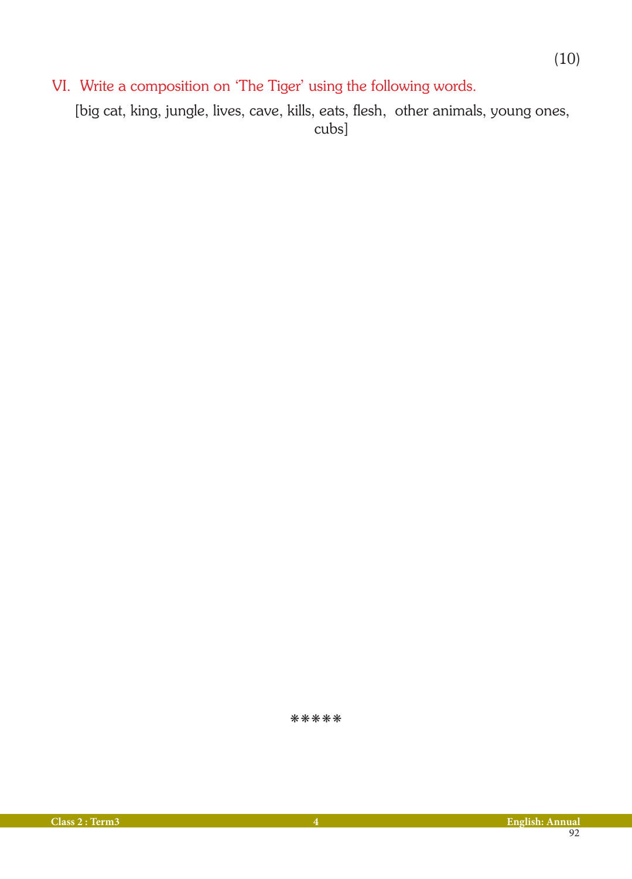(10)

VI. Write a composition on 'The Tiger' using the following words.

[big cat, king, jungle, lives, cave, kills, eats, flesh, other animals, young ones, cubs]

*****